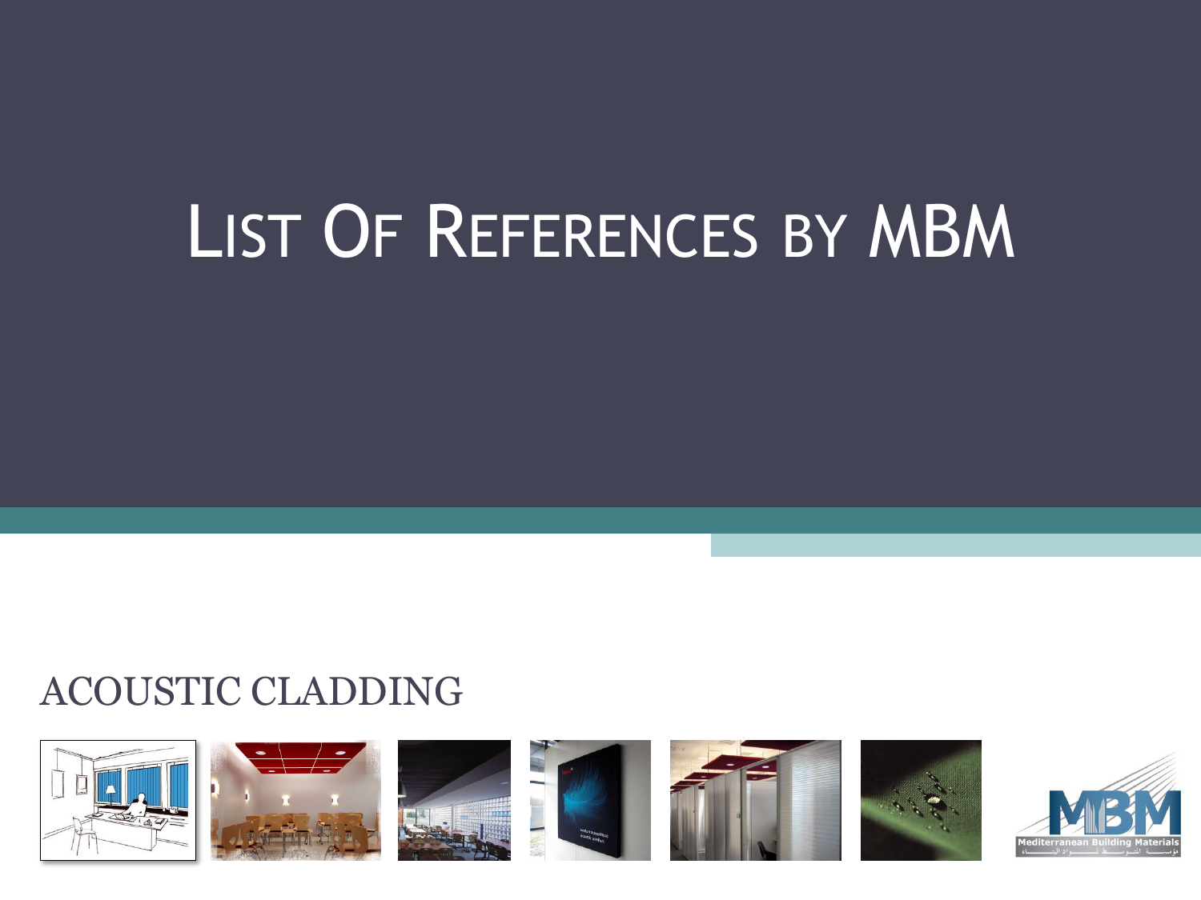# List Of References by MBM

## ACOUSTIC CLADDING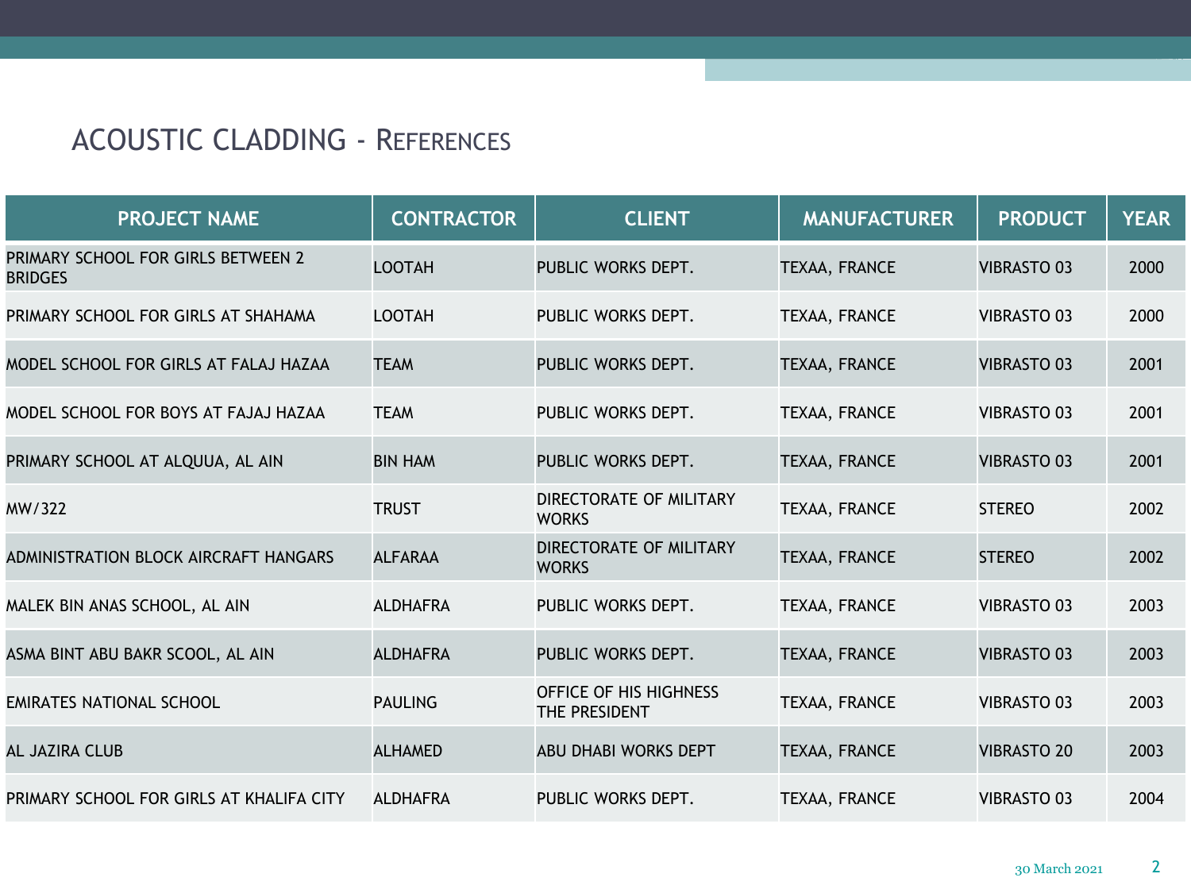# ACOUSTIC CLADDING - REFERENCES

| PROJECT NAME | CONTRACTOR | CLIENT | MANUFACTURER | PRODUCT | YEAR |
|---|---|---|---|---|---|
| PRIMARY SCHOOL FOR GIRLS BETWEEN 2 BRIDGES | LOOTAH | PUBLIC WORKS DEPT. | TEXAA, FRANCE | VIBRASTO 03 | 2000 |
| PRIMARY SCHOOL FOR GIRLS AT SHAHAMA | LOOTAH | PUBLIC WORKS DEPT. | TEXAA, FRANCE | VIBRASTO 03 | 2000 |
| MODEL SCHOOL FOR GIRLS AT FALAJ HAZAA | TEAM | PUBLIC WORKS DEPT. | TEXAA, FRANCE | VIBRASTO 03 | 2001 |
| MODEL SCHOOL FOR BOYS AT FAJAJ HAZAA | TEAM | PUBLIC WORKS DEPT. | TEXAA, FRANCE | VIBRASTO 03 | 2001 |
| PRIMARY SCHOOL AT ALQUUA, AL AIN | BIN HAM | PUBLIC WORKS DEPT. | TEXAA, FRANCE | VIBRASTO 03 | 2001 |
| MW/322 | TRUST | DIRECTORATE OF MILITARY WORKS | TEXAA, FRANCE | STEREO | 2002 |
| ADMINISTRATION BLOCK AIRCRAFT HANGARS | ALFARAA | DIRECTORATE OF MILITARY WORKS | TEXAA, FRANCE | STEREO | 2002 |
| MALEK BIN ANAS SCHOOL, AL AIN | ALDHAFRA | PUBLIC WORKS DEPT. | TEXAA, FRANCE | VIBRASTO 03 | 2003 |
| ASMA BINT ABU BAKR SCOOL, AL AIN | ALDHAFRA | PUBLIC WORKS DEPT. | TEXAA, FRANCE | VIBRASTO 03 | 2003 |
| EMIRATES NATIONAL SCHOOL | PAULING | OFFICE OF HIS HIGHNESS THE PRESIDENT | TEXAA, FRANCE | VIBRASTO 03 | 2003 |
| AL JAZIRA CLUB | ALHAMED | ABU DHABI WORKS DEPT | TEXAA, FRANCE | VIBRASTO 20 | 2003 |
| PRIMARY SCHOOL FOR GIRLS AT KHALIFA CITY | ALDHAFRA | PUBLIC WORKS DEPT. | TEXAA, FRANCE | VIBRASTO 03 | 2004 |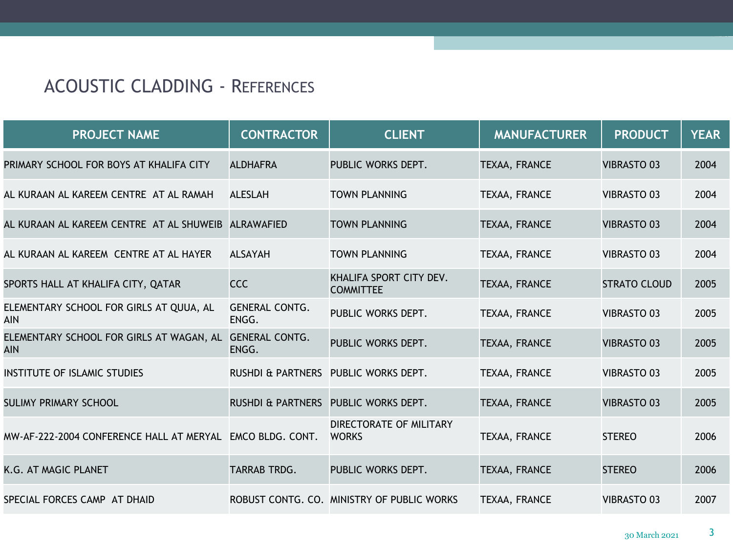# ACOUSTIC CLADDING - REFERENCES

| PROJECT NAME | CONTRACTOR | CLIENT | MANUFACTURER | PRODUCT | YEAR |
|---|---|---|---|---|---|
| PRIMARY SCHOOL FOR BOYS AT KHALIFA CITY | ALDHAFRA | PUBLIC WORKS DEPT. | TEXAA, FRANCE | VIBRASTO 03 | 2004 |
| AL KURAAN AL KAREEM CENTRE AT AL RAMAH | ALESLAH | TOWN PLANNING | TEXAA, FRANCE | VIBRASTO 03 | 2004 |
| AL KURAAN AL KAREEM CENTRE AT AL SHUWEIB | ALRAWAFIED | TOWN PLANNING | TEXAA, FRANCE | VIBRASTO 03 | 2004 |
| AL KURAAN AL KAREEM CENTRE AT AL HAYER | ALSAYAH | TOWN PLANNING | TEXAA, FRANCE | VIBRASTO 03 | 2004 |
| SPORTS HALL AT KHALIFA CITY, QATAR | CCC | KHALIFA SPORT CITY DEV. COMMITTEE | TEXAA, FRANCE | STRATO CLOUD | 2005 |
| ELEMENTARY SCHOOL FOR GIRLS AT QUUA, AL AIN | GENERAL CONTG. ENGG. | PUBLIC WORKS DEPT. | TEXAA, FRANCE | VIBRASTO 03 | 2005 |
| ELEMENTARY SCHOOL FOR GIRLS AT WAGAN, AL AIN | GENERAL CONTG. ENGG. | PUBLIC WORKS DEPT. | TEXAA, FRANCE | VIBRASTO 03 | 2005 |
| INSTITUTE OF ISLAMIC STUDIES | RUSHDI & PARTNERS | PUBLIC WORKS DEPT. | TEXAA, FRANCE | VIBRASTO 03 | 2005 |
| SULIMY PRIMARY SCHOOL | RUSHDI & PARTNERS | PUBLIC WORKS DEPT. | TEXAA, FRANCE | VIBRASTO 03 | 2005 |
| MW-AF-222-2004 CONFERENCE HALL AT MERYAL | EMCO BLDG. CONT. | DIRECTORATE OF MILITARY WORKS | TEXAA, FRANCE | STEREO | 2006 |
| K.G. AT MAGIC PLANET | TARRAB TRDG. | PUBLIC WORKS DEPT. | TEXAA, FRANCE | STEREO | 2006 |
| SPECIAL FORCES CAMP AT DHAID | ROBUST CONTG. CO. | MINISTRY OF PUBLIC WORKS | TEXAA, FRANCE | VIBRASTO 03 | 2007 |

30 March 2021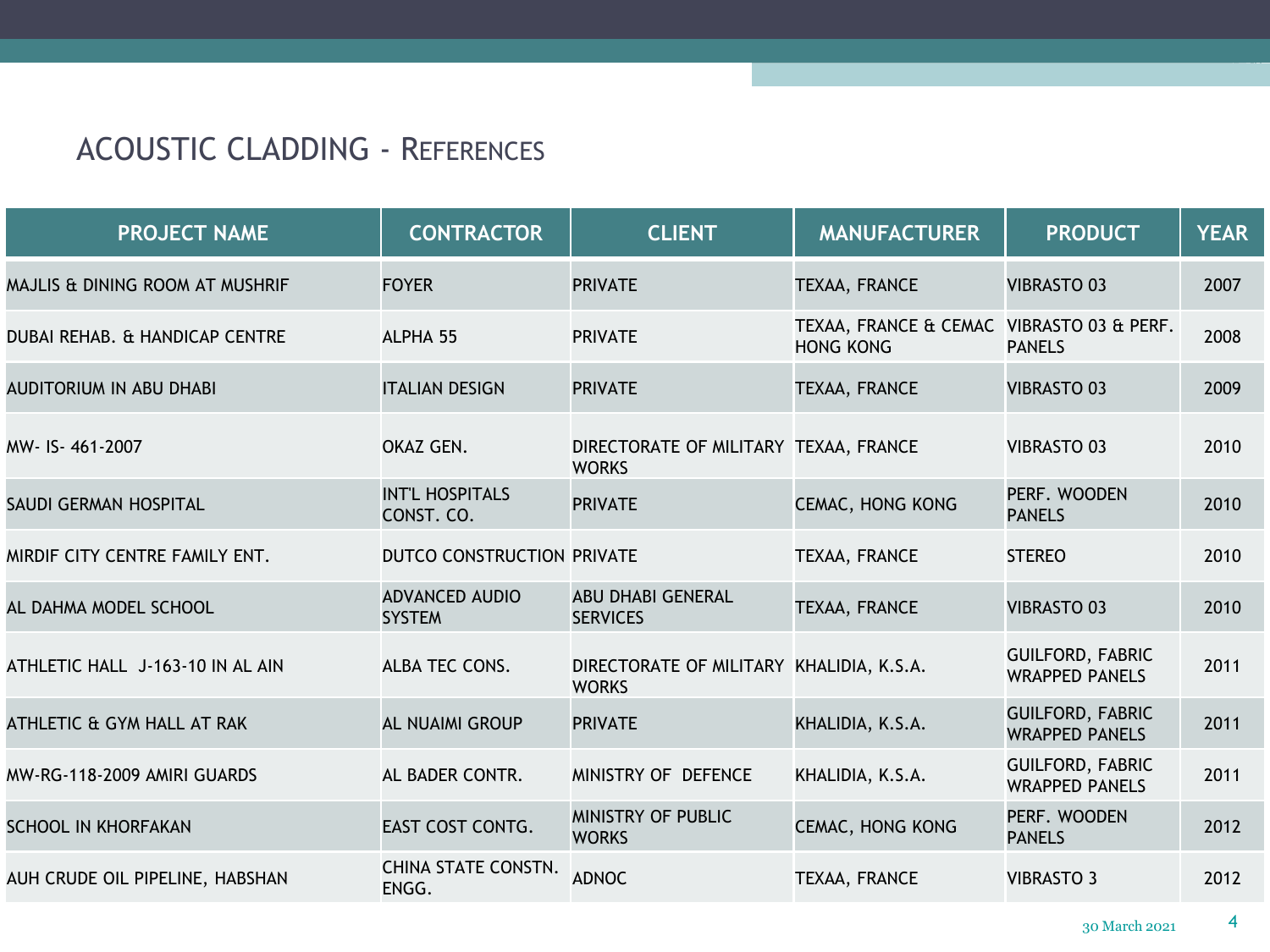# ACOUSTIC CLADDING - REFERENCES

| PROJECT NAME | CONTRACTOR | CLIENT | MANUFACTURER | PRODUCT | YEAR |
|---|---|---|---|---|---|
| MAJLIS & DINING ROOM AT MUSHRIF | FOYER | PRIVATE | TEXAA, FRANCE | VIBRASTO 03 | 2007 |
| DUBAI REHAB. & HANDICAP CENTRE | ALPHA 55 | PRIVATE | TEXAA, FRANCE & CEMAC HONG KONG | VIBRASTO 03 & PERF. PANELS | 2008 |
| AUDITORIUM IN ABU DHABI | ITALIAN DESIGN | PRIVATE | TEXAA, FRANCE | VIBRASTO 03 | 2009 |
| MW- IS- 461-2007 | OKAZ GEN. | DIRECTORATE OF MILITARY WORKS | TEXAA, FRANCE | VIBRASTO 03 | 2010 |
| SAUDI GERMAN HOSPITAL | INT'L HOSPITALS CONST. CO. | PRIVATE | CEMAC, HONG KONG | PERF. WOODEN PANELS | 2010 |
| MIRDIF CITY CENTRE FAMILY ENT. | DUTCO CONSTRUCTION | PRIVATE | TEXAA, FRANCE | STEREO | 2010 |
| AL DAHMA MODEL SCHOOL | ADVANCED AUDIO SYSTEM | ABU DHABI GENERAL SERVICES | TEXAA, FRANCE | VIBRASTO 03 | 2010 |
| ATHLETIC HALL J-163-10 IN AL AIN | ALBA TEC CONS. | DIRECTORATE OF MILITARY WORKS | KHALIDIA, K.S.A. | GUILFORD, FABRIC WRAPPED PANELS | 2011 |
| ATHLETIC & GYM HALL AT RAK | AL NUAIMI GROUP | PRIVATE | KHALIDIA, K.S.A. | GUILFORD, FABRIC WRAPPED PANELS | 2011 |
| MW-RG-118-2009 AMIRI GUARDS | AL BADER CONTR. | MINISTRY OF DEFENCE | KHALIDIA, K.S.A. | GUILFORD, FABRIC WRAPPED PANELS | 2011 |
| SCHOOL IN KHORFAKAN | EAST COST CONTG. | MINISTRY OF PUBLIC WORKS | CEMAC, HONG KONG | PERF. WOODEN PANELS | 2012 |
| AUH CRUDE OIL PIPELINE, HABSHAN | CHINA STATE CONSTN. ENGG. | ADNOC | TEXAA, FRANCE | VIBRASTO 3 | 2012 |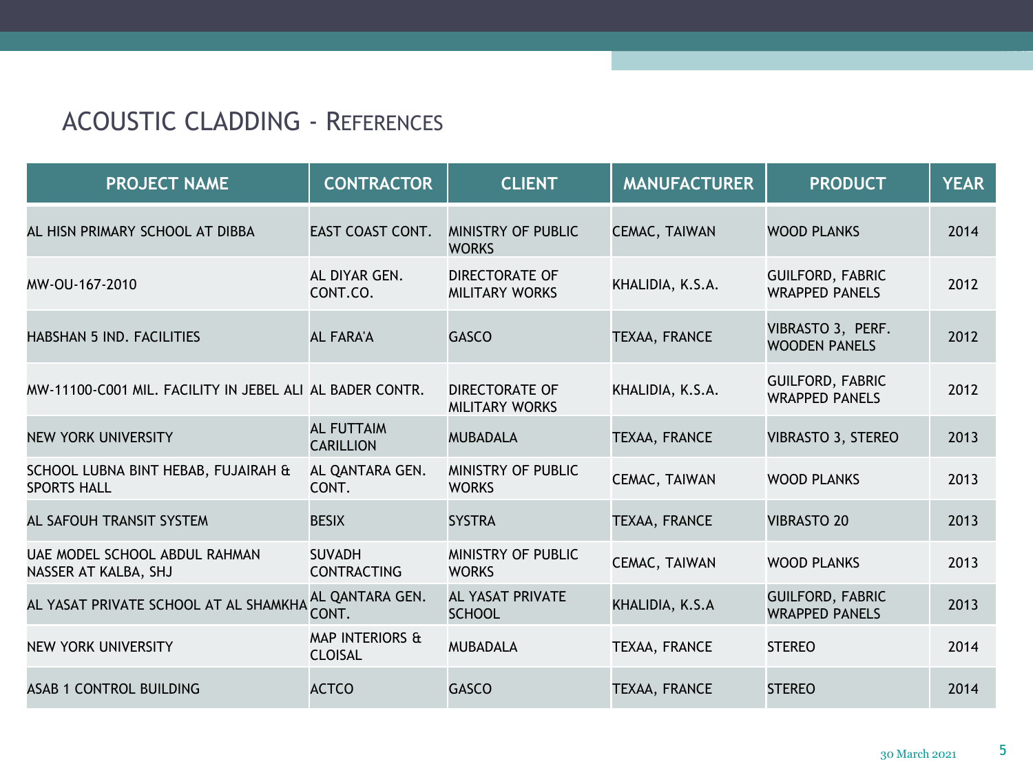# ACOUSTIC CLADDING - REFERENCES

| PROJECT NAME | CONTRACTOR | CLIENT | MANUFACTURER | PRODUCT | YEAR |
|---|---|---|---|---|---|
| AL HISN PRIMARY SCHOOL AT DIBBA | EAST COAST CONT. | MINISTRY OF PUBLIC WORKS | CEMAC, TAIWAN | WOOD PLANKS | 2014 |
| MW-OU-167-2010 | AL DIYAR GEN. CONT.CO. | DIRECTORATE OF MILITARY WORKS | KHALIDIA, K.S.A. | GUILFORD, FABRIC WRAPPED PANELS | 2012 |
| HABSHAN 5 IND. FACILITIES | AL FARA'A | GASCO | TEXAA, FRANCE | VIBRASTO 3, PERF. WOODEN PANELS | 2012 |
| MW-11100-C001 MIL. FACILITY IN JEBEL ALI | AL BADER CONTR. | DIRECTORATE OF MILITARY WORKS | KHALIDIA, K.S.A. | GUILFORD, FABRIC WRAPPED PANELS | 2012 |
| NEW YORK UNIVERSITY | AL FUTTAIM CARILLION | MUBADALA | TEXAA, FRANCE | VIBRASTO 3, STEREO | 2013 |
| SCHOOL LUBNA BINT HEBAB, FUJAIRAH & SPORTS HALL | AL QANTARA GEN. CONT. | MINISTRY OF PUBLIC WORKS | CEMAC, TAIWAN | WOOD PLANKS | 2013 |
| AL SAFOUH TRANSIT SYSTEM | BESIX | SYSTRA | TEXAA, FRANCE | VIBRASTO 20 | 2013 |
| UAE MODEL SCHOOL ABDUL RAHMAN NASSER AT KALBA, SHJ | SUVADH CONTRACTING | MINISTRY OF PUBLIC WORKS | CEMAC, TAIWAN | WOOD PLANKS | 2013 |
| AL YASAT PRIVATE SCHOOL AT AL SHAMKHA | AL QANTARA GEN. CONT. | AL YASAT PRIVATE SCHOOL | KHALIDIA, K.S.A | GUILFORD, FABRIC WRAPPED PANELS | 2013 |
| NEW YORK UNIVERSITY | MAP INTERIORS & CLOISAL | MUBADALA | TEXAA, FRANCE | STEREO | 2014 |
| ASAB 1 CONTROL BUILDING | ACTCO | GASCO | TEXAA, FRANCE | STEREO | 2014 |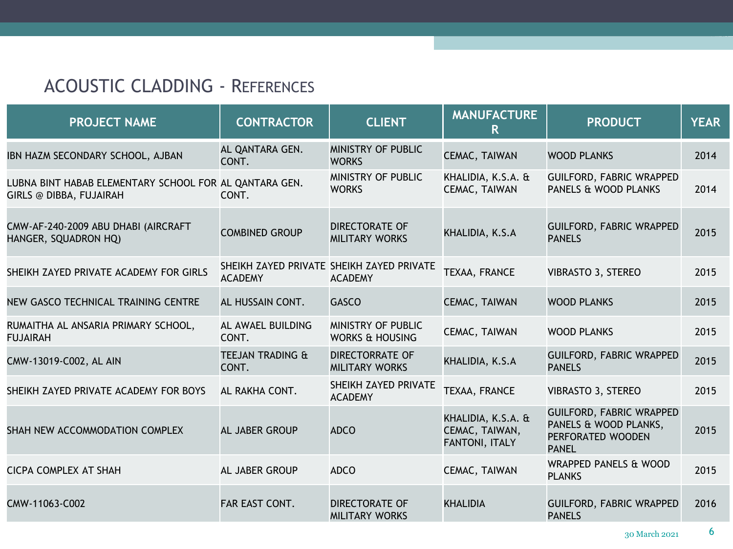## ACOUSTIC CLADDING - REFERENCES

| PROJECT NAME | CONTRACTOR | CLIENT | MANUFACTURER | PRODUCT | YEAR |
|---|---|---|---|---|---|
| IBN HAZM SECONDARY SCHOOL, AJBAN | AL QANTARA GEN. CONT. | MINISTRY OF PUBLIC WORKS | CEMAC, TAIWAN | WOOD PLANKS | 2014 |
| LUBNA BINT HABAB ELEMENTARY SCHOOL FOR GIRLS @ DIBBA, FUJAIRAH | AL QANTARA GEN. CONT. | MINISTRY OF PUBLIC WORKS | KHALIDIA, K.S.A. & CEMAC, TAIWAN | GUILFORD, FABRIC WRAPPED PANELS & WOOD PLANKS | 2014 |
| CMW-AF-240-2009 ABU DHABI (AIRCRAFT HANGER, SQUADRON HQ) | COMBINED GROUP | DIRECTORATE OF MILITARY WORKS | KHALIDIA, K.S.A | GUILFORD, FABRIC WRAPPED PANELS | 2015 |
| SHEIKH ZAYED PRIVATE ACADEMY FOR GIRLS | SHEIKH ZAYED PRIVATE ACADEMY | SHEIKH ZAYED PRIVATE ACADEMY | TEXAA, FRANCE | VIBRASTO 3, STEREO | 2015 |
| NEW GASCO TECHNICAL TRAINING CENTRE | AL HUSSAIN CONT. | GASCO | CEMAC, TAIWAN | WOOD PLANKS | 2015 |
| RUMAITHA AL ANSARIA PRIMARY SCHOOL, FUJAIRAH | AL AWAEL BUILDING CONT. | MINISTRY OF PUBLIC WORKS & HOUSING | CEMAC, TAIWAN | WOOD PLANKS | 2015 |
| CMW-13019-C002, AL AIN | TEEJAN TRADING & CONT. | DIRECTORRATE OF MILITARY WORKS | KHALIDIA, K.S.A | GUILFORD, FABRIC WRAPPED PANELS | 2015 |
| SHEIKH ZAYED PRIVATE ACADEMY FOR BOYS | AL RAKHA CONT. | SHEIKH ZAYED PRIVATE ACADEMY | TEXAA, FRANCE | VIBRASTO 3, STEREO | 2015 |
| SHAH NEW ACCOMMODATION COMPLEX | AL JABER GROUP | ADCO | KHALIDIA, K.S.A. & CEMAC, TAIWAN, FANTONI, ITALY | GUILFORD, FABRIC WRAPPED PANELS & WOOD PLANKS, PERFORATED WOODEN PANEL | 2015 |
| CICPA COMPLEX AT SHAH | AL JABER GROUP | ADCO | CEMAC, TAIWAN | WRAPPED PANELS & WOOD PLANKS | 2015 |
| CMW-11063-C002 | FAR EAST CONT. | DIRECTORATE OF MILITARY WORKS | KHALIDIA | GUILFORD, FABRIC WRAPPED PANELS | 2016 |

30 March 2021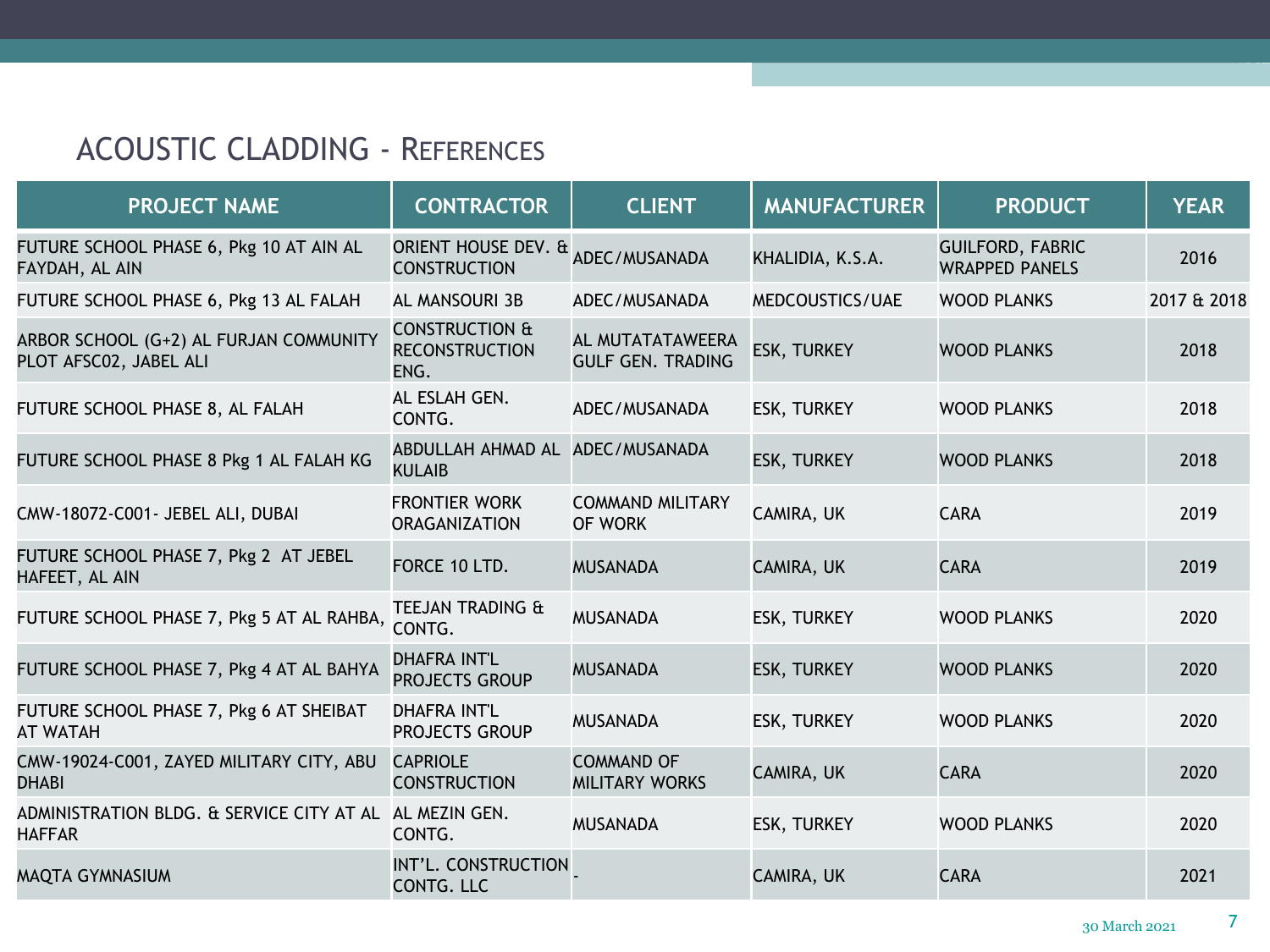# ACOUSTIC CLADDING - REFERENCES

| PROJECT NAME | CONTRACTOR | CLIENT | MANUFACTURER | PRODUCT | YEAR |
|---|---|---|---|---|---|
| FUTURE SCHOOL PHASE 6, Pkg 10 AT AIN AL FAYDAH, AL AIN | ORIENT HOUSE DEV. & CONSTRUCTION | ADEC/MUSANADA | KHALIDIA, K.S.A. | GUILFORD, FABRIC WRAPPED PANELS | 2016 |
| FUTURE SCHOOL PHASE 6, Pkg 13 AL FALAH | AL MANSOURI 3B | ADEC/MUSANADA | MEDCOUSTICS/UAE | WOOD PLANKS | 2017 & 2018 |
| ARBOR SCHOOL (G+2) AL FURJAN COMMUNITY PLOT AFSC02, JABEL ALI | CONSTRUCTION & RECONSTRUCTION ENG. | AL MUTATATAWEERA GULF GEN. TRADING | ESK, TURKEY | WOOD PLANKS | 2018 |
| FUTURE SCHOOL PHASE 8, AL FALAH | AL ESLAH GEN. CONTG. | ADEC/MUSANADA | ESK, TURKEY | WOOD PLANKS | 2018 |
| FUTURE SCHOOL PHASE 8 Pkg 1 AL FALAH KG | ABDULLAH AHMAD AL KULAIB | ADEC/MUSANADA | ESK, TURKEY | WOOD PLANKS | 2018 |
| CMW-18072-C001- JEBEL ALI, DUBAI | FRONTIER WORK ORAGANIZATION | COMMAND MILITARY OF WORK | CAMIRA, UK | CARA | 2019 |
| FUTURE SCHOOL PHASE 7, Pkg 2 AT JEBEL HAFEET, AL AIN | FORCE 10 LTD. | MUSANADA | CAMIRA, UK | CARA | 2019 |
| FUTURE SCHOOL PHASE 7, Pkg 5 AT AL RAHBA, | TEEJAN TRADING & CONTG. | MUSANADA | ESK, TURKEY | WOOD PLANKS | 2020 |
| FUTURE SCHOOL PHASE 7, Pkg 4 AT AL BAHYA | DHAFRA INT'L PROJECTS GROUP | MUSANADA | ESK, TURKEY | WOOD PLANKS | 2020 |
| FUTURE SCHOOL PHASE 7, Pkg 6 AT SHEIBAT AT WATAH | DHAFRA INT'L PROJECTS GROUP | MUSANADA | ESK, TURKEY | WOOD PLANKS | 2020 |
| CMW-19024-C001, ZAYED MILITARY CITY, ABU DHABI | CAPRIOLE CONSTRUCTION | COMMAND OF MILITARY WORKS | CAMIRA, UK | CARA | 2020 |
| ADMINISTRATION BLDG. & SERVICE CITY AT AL HAFFAR | AL MEZIN GEN. CONTG. | MUSANADA | ESK, TURKEY | WOOD PLANKS | 2020 |
| MAQTA GYMNASIUM | INT'L. CONSTRUCTION CONTG. LLC | - | CAMIRA, UK | CARA | 2021 |

30 March 2021